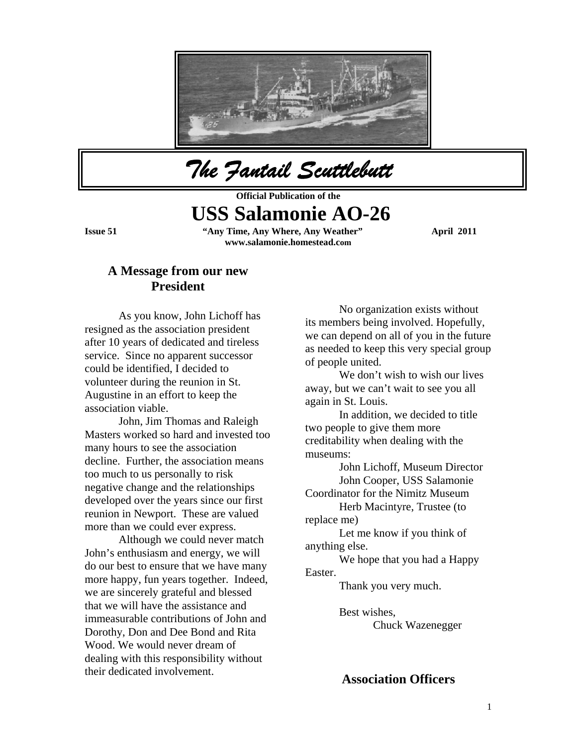# *The Fantail Scuttlebutt*

**Official Publication of the**

# USS Salamonie AO-26

**Issue 51** **"Any Time, Any Where, Any Weather"** **April 2011**

**www.salamonie.homestead.com**

## A Message from our new President

As you know, John Lichoff has resigned as the association president after 10 years of dedicated and tireless service. Since no apparent successor could be identified, I decided to volunteer during the reunion in St. Augustine in an effort to keep the association viable.

John, Jim Thomas and Raleigh Masters worked so hard and invested too many hours to see the association decline. Further, the association means too much to us personally to risk negative change and the relationships developed over the years since our first reunion in Newport. These are valued more than we could ever express.

Although we could never match John's enthusiasm and energy, we will do our best to ensure that we have many more happy, fun years together. Indeed, we are sincerely grateful and blessed that we will have the assistance and immeasurable contributions of John and Dorothy, Don and Dee Bond and Rita Wood. We would never dream of dealing with this responsibility without their dedicated involvement.

No organization exists without its members being involved. Hopefully, we can depend on all of you in the future as needed to keep this very special group of people united.

We don't wish to wish our lives away, but we can't wait to see you all again in St. Louis.

In addition, we decided to title two people to give them more creditability when dealing with the museums:

John Lichoff, Museum Director

John Cooper, USS Salamonie Coordinator for the Nimitz Museum

Herb Macintyre, Trustee (to replace me)

Let me know if you think of anything else.

We hope that you had a Happy Easter.

Thank you very much.

Best wishes,

Chuck Wazenegger

## Association Officers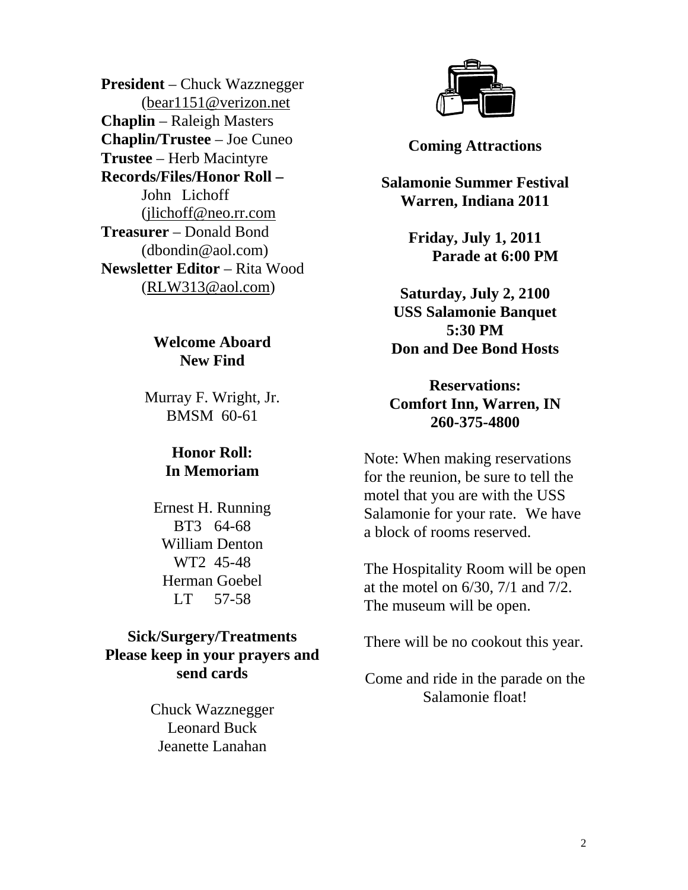**President** – Chuck Wazznegger (bear1151@verizon.net
**Chaplin** – Raleigh Masters
**Chaplin/Trustee** – Joe Cuneo
**Trustee** – Herb Macintyre
**Records/Files/Honor Roll –** John Lichoff (jlichoff@neo.rr.com
**Treasurer** – Donald Bond (dbondin@aol.com)
**Newsletter Editor** – Rita Wood (RLW313@aol.com)

**Welcome Aboard**
**New Find**

Murray F. Wright, Jr.
BMSM 60-61

**Honor Roll:**
**In Memoriam**

Ernest H. Running
BT3 64-68
William Denton
WT2 45-48
Herman Goebel
LT 57-58

**Sick/Surgery/Treatments**
**Please keep in your prayers and send cards**

Chuck Wazznegger
Leonard Buck
Jeanette Lanahan

**Coming Attractions**

**Salamonie Summer Festival**
**Warren, Indiana 2011**

**Friday, July 1, 2011**
**Parade at 6:00 PM**

**Saturday, July 2, 2100**
**USS Salamonie Banquet**
**5:30 PM**
**Don and Dee Bond Hosts**

**Reservations:**
**Comfort Inn, Warren, IN**
**260-375-4800**

Note: When making reservations for the reunion, be sure to tell the motel that you are with the USS Salamonie for your rate. We have a block of rooms reserved.

The Hospitality Room will be open at the motel on 6/30, 7/1 and 7/2. The museum will be open.

There will be no cookout this year.

Come and ride in the parade on the Salamonie float!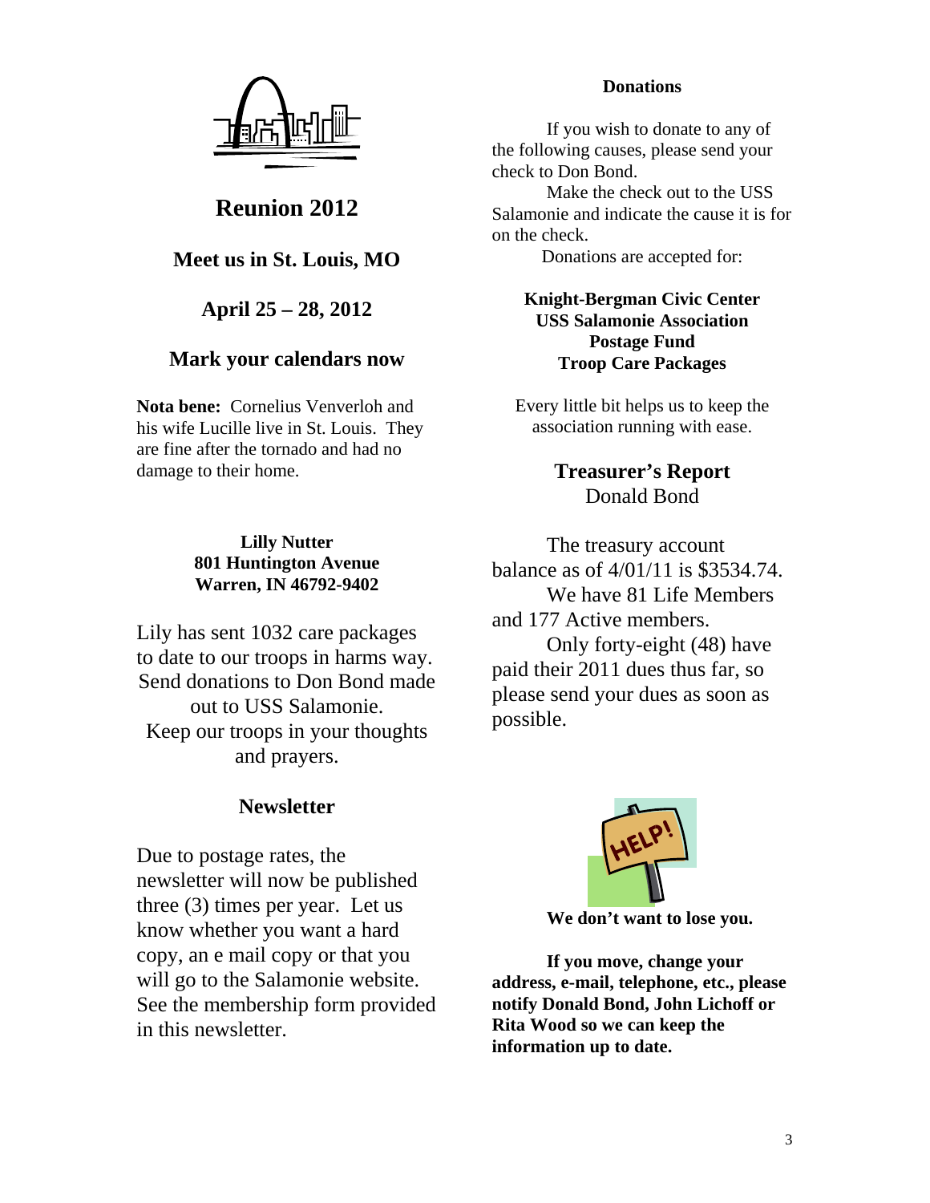## Reunion 2012

### Meet us in St. Louis, MO

### April 25 – 28, 2012

### Mark your calendars now

**Nota bene:** Cornelius Venverloh and his wife Lucille live in St. Louis. They are fine after the tornado and had no damage to their home.

**Lilly Nutter**
**801 Huntington Avenue**
**Warren, IN 46792-9402**

Lily has sent 1032 care packages to date to our troops in harms way. Send donations to Don Bond made out to USS Salamonie. Keep our troops in your thoughts and prayers.

### Newsletter

Due to postage rates, the newsletter will now be published three (3) times per year. Let us know whether you want a hard copy, an e mail copy or that you will go to the Salamonie website. See the membership form provided in this newsletter.

### Donations

If you wish to donate to any of the following causes, please send your check to Don Bond.

Make the check out to the USS Salamonie and indicate the cause it is for on the check.

Donations are accepted for:

**Knight-Bergman Civic Center**
**USS Salamonie Association**
**Postage Fund**
**Troop Care Packages**

Every little bit helps us to keep the association running with ease.

### Treasurer's Report

Donald Bond

The treasury account balance as of 4/01/11 is $3534.74.

We have 81 Life Members and 177 Active members.

Only forty-eight (48) have paid their 2011 dues thus far, so please send your dues as soon as possible.

**We don't want to lose you.**

**If you move, change your address, e-mail, telephone, etc., please notify Donald Bond, John Lichoff or Rita Wood so we can keep the information up to date.**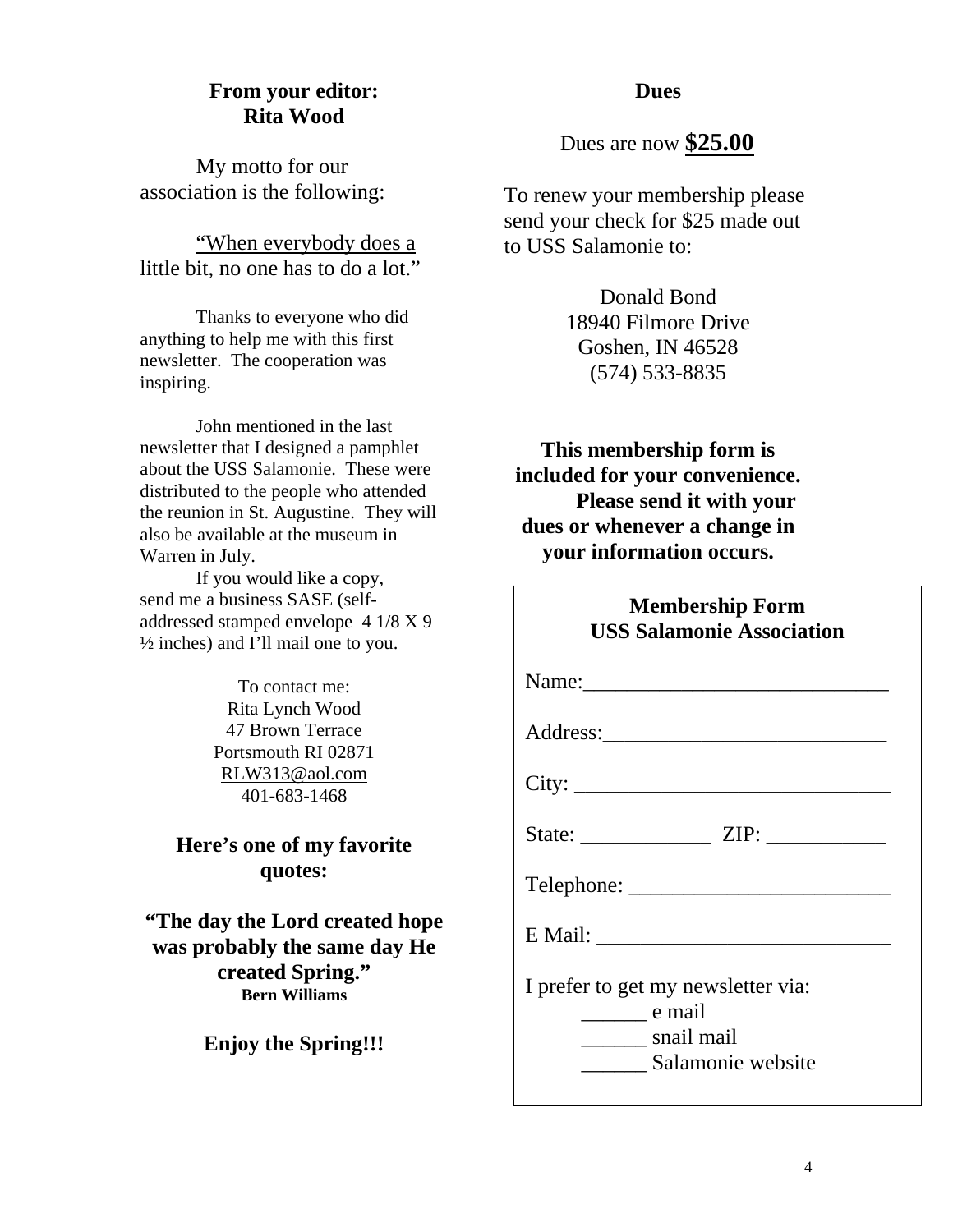## From your editor:
## Rita Wood

My motto for our association is the following:

<u>"When everybody does a little bit, no one has to do a lot."</u>

Thanks to everyone who did anything to help me with this first newsletter. The cooperation was inspiring.

John mentioned in the last newsletter that I designed a pamphlet about the USS Salamonie. These were distributed to the people who attended the reunion in St. Augustine. They will also be available at the museum in Warren in July.

If you would like a copy, send me a business SASE (self-addressed stamped envelope 4 1/8 X 9 ½ inches) and I'll mail one to you.

To contact me:
Rita Lynch Wood
47 Brown Terrace
Portsmouth RI 02871
RLW313@aol.com
401-683-1468

**Here's one of my favorite quotes:**

**"The day the Lord created hope was probably the same day He created Spring."**
**Bern Williams**

**Enjoy the Spring!!!**

## Dues

Dues are now **<u>$25.00</u>**

To renew your membership please send your check for $25 made out to USS Salamonie to:

Donald Bond
18940 Filmore Drive
Goshen, IN 46528
(574) 533-8835

**This membership form is included for your convenience. Please send it with your dues or whenever a change in your information occurs.**

**Membership Form**
**USS Salamonie Association**

Name:____________________________

Address:__________________________

City: _____________________________

State: ____________ ZIP: ___________

Telephone: ________________________

E Mail: ___________________________

I prefer to get my newsletter via:

______ e mail
______ snail mail
______ Salamonie website